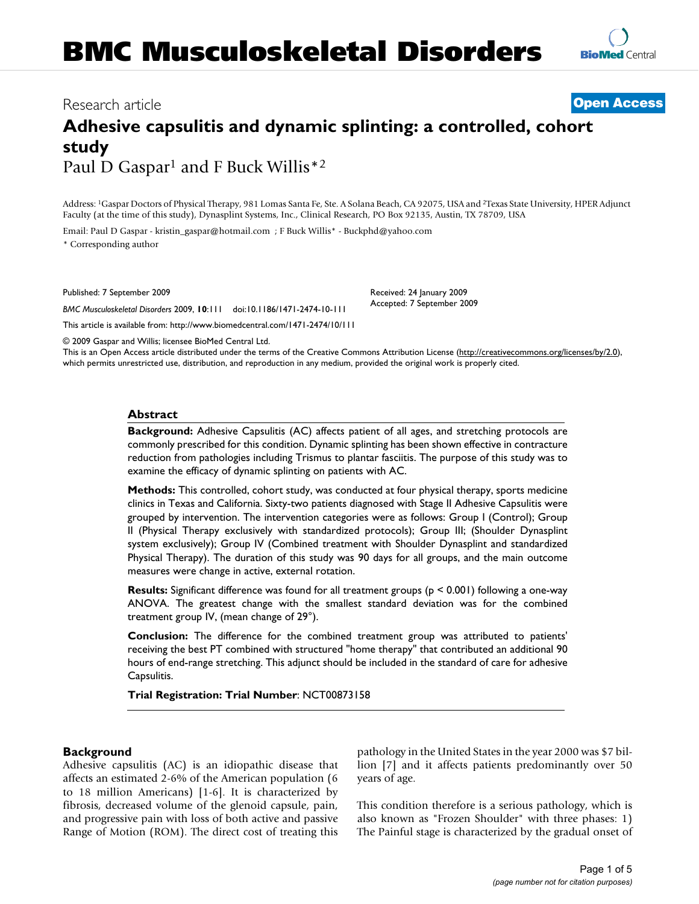# BMC Musculoskeletal Disorders

Research article **Open Access**

# Adhesive capsulitis and dynamic splinting: a controlled, cohort study

Paul D Gaspar[1] and F Buck Willis*[2]

Address: [1]Gaspar Doctors of Physical Therapy, 981 Lomas Santa Fe, Ste. A Solana Beach, CA 92075, USA and [2]Texas State University, HPER Adjunct Faculty (at the time of this study), Dynasplint Systems, Inc., Clinical Research, PO Box 92135, Austin, TX 78709, USA

Email: Paul D Gaspar - kristin_gaspar@hotmail.com ; F Buck Willis* - Buckphd@yahoo.com

* Corresponding author

Published: 7 September 2009

Received: 24 January 2009
Accepted: 7 September 2009

*BMC Musculoskeletal Disorders* 2009, **10**:111 doi:10.1186/1471-2474-10-111

This article is available from: http://www.biomedcentral.com/1471-2474/10/111

© 2009 Gaspar and Willis; licensee BioMed Central Ltd.
This is an Open Access article distributed under the terms of the Creative Commons Attribution License (http://creativecommons.org/licenses/by/2.0), which permits unrestricted use, distribution, and reproduction in any medium, provided the original work is properly cited.

## Abstract

**Background:** Adhesive Capsulitis (AC) affects patient of all ages, and stretching protocols are commonly prescribed for this condition. Dynamic splinting has been shown effective in contracture reduction from pathologies including Trismus to plantar fasciitis. The purpose of this study was to examine the efficacy of dynamic splinting on patients with AC.

**Methods:** This controlled, cohort study, was conducted at four physical therapy, sports medicine clinics in Texas and California. Sixty-two patients diagnosed with Stage II Adhesive Capsulitis were grouped by intervention. The intervention categories were as follows: Group I (Control); Group II (Physical Therapy exclusively with standardized protocols); Group III; (Shoulder Dynasplint system exclusively); Group IV (Combined treatment with Shoulder Dynasplint and standardized Physical Therapy). The duration of this study was 90 days for all groups, and the main outcome measures were change in active, external rotation.

**Results:** Significant difference was found for all treatment groups ($p < 0.001$) following a one-way ANOVA. The greatest change with the smallest standard deviation was for the combined treatment group IV, (mean change of 29°).

**Conclusion:** The difference for the combined treatment group was attributed to patients' receiving the best PT combined with structured "home therapy" that contributed an additional 90 hours of end-range stretching. This adjunct should be included in the standard of care for adhesive Capsulitis.

**Trial Registration: Trial Number**: NCT00873158

## Background

Adhesive capsulitis (AC) is an idiopathic disease that affects an estimated 2-6% of the American population (6 to 18 million Americans) [1-6]. It is characterized by fibrosis, decreased volume of the glenoid capsule, pain, and progressive pain with loss of both active and passive Range of Motion (ROM). The direct cost of treating this pathology in the United States in the year 2000 was $7 billion [7] and it affects patients predominantly over 50 years of age.

This condition therefore is a serious pathology, which is also known as "Frozen Shoulder" with three phases: 1) The Painful stage is characterized by the gradual onset of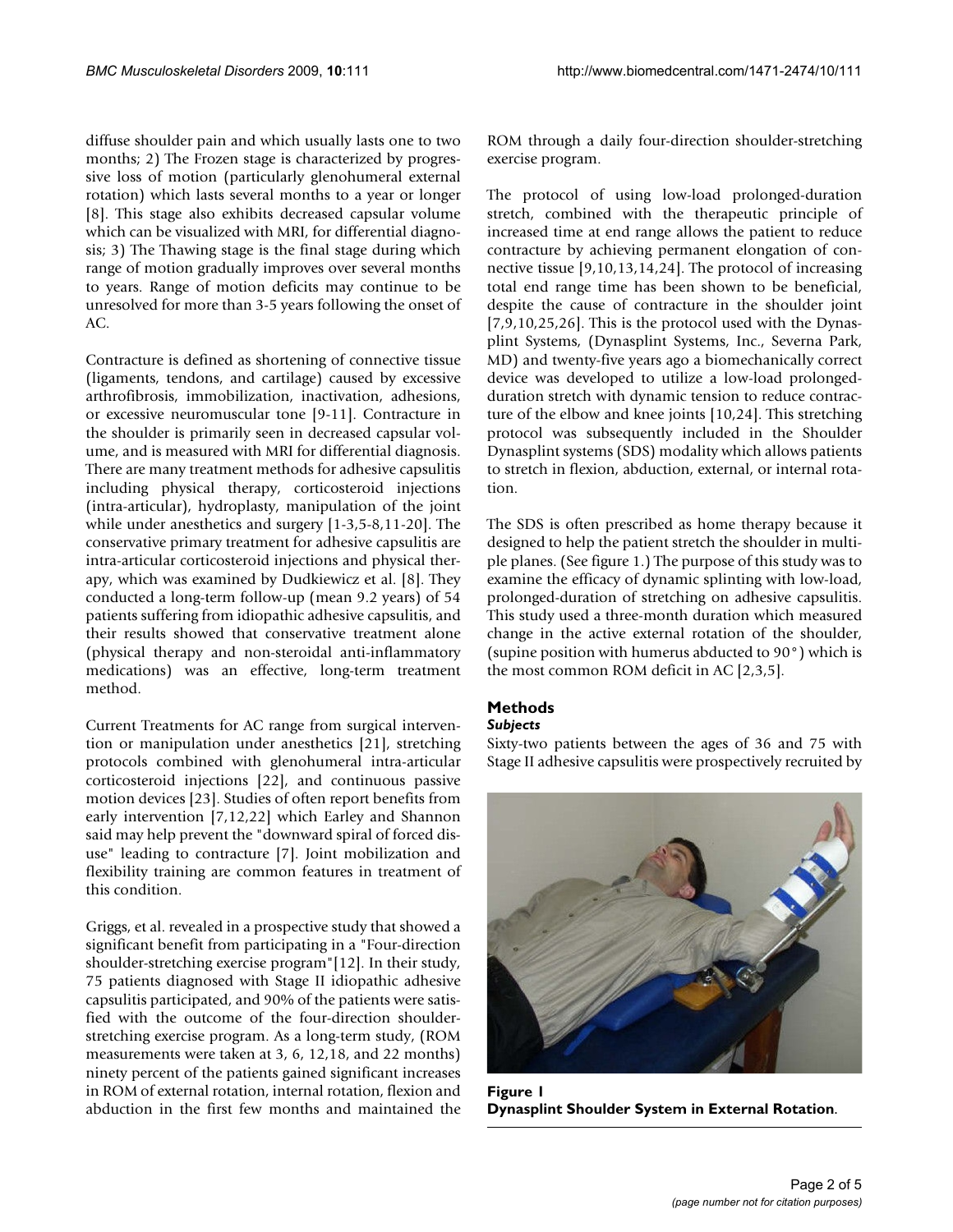diffuse shoulder pain and which usually lasts one to two months; 2) The Frozen stage is characterized by progressive loss of motion (particularly glenohumeral external rotation) which lasts several months to a year or longer [8]. This stage also exhibits decreased capsular volume which can be visualized with MRI, for differential diagnosis; 3) The Thawing stage is the final stage during which range of motion gradually improves over several months to years. Range of motion deficits may continue to be unresolved for more than 3-5 years following the onset of AC.

Contracture is defined as shortening of connective tissue (ligaments, tendons, and cartilage) caused by excessive arthrofibrosis, immobilization, inactivation, adhesions, or excessive neuromuscular tone [9-11]. Contracture in the shoulder is primarily seen in decreased capsular volume, and is measured with MRI for differential diagnosis. There are many treatment methods for adhesive capsulitis including physical therapy, corticosteroid injections (intra-articular), hydroplasty, manipulation of the joint while under anesthetics and surgery [1-3,5-8,11-20]. The conservative primary treatment for adhesive capsulitis are intra-articular corticosteroid injections and physical therapy, which was examined by Dudkiewicz et al. [8]. They conducted a long-term follow-up (mean 9.2 years) of 54 patients suffering from idiopathic adhesive capsulitis, and their results showed that conservative treatment alone (physical therapy and non-steroidal anti-inflammatory medications) was an effective, long-term treatment method.

Current Treatments for AC range from surgical intervention or manipulation under anesthetics [21], stretching protocols combined with glenohumeral intra-articular corticosteroid injections [22], and continuous passive motion devices [23]. Studies of often report benefits from early intervention [7,12,22] which Earley and Shannon said may help prevent the "downward spiral of forced disuse" leading to contracture [7]. Joint mobilization and flexibility training are common features in treatment of this condition.

Griggs, et al. revealed in a prospective study that showed a significant benefit from participating in a "Four-direction shoulder-stretching exercise program"[12]. In their study, 75 patients diagnosed with Stage II idiopathic adhesive capsulitis participated, and 90% of the patients were satisfied with the outcome of the four-direction shoulder-stretching exercise program. As a long-term study, (ROM measurements were taken at 3, 6, 12,18, and 22 months) ninety percent of the patients gained significant increases in ROM of external rotation, internal rotation, flexion and abduction in the first few months and maintained the ROM through a daily four-direction shoulder-stretching exercise program.

The protocol of using low-load prolonged-duration stretch, combined with the therapeutic principle of increased time at end range allows the patient to reduce contracture by achieving permanent elongation of connective tissue [9,10,13,14,24]. The protocol of increasing total end range time has been shown to be beneficial, despite the cause of contracture in the shoulder joint [7,9,10,25,26]. This is the protocol used with the Dynasplint Systems, (Dynasplint Systems, Inc., Severna Park, MD) and twenty-five years ago a biomechanically correct device was developed to utilize a low-load prolonged-duration stretch with dynamic tension to reduce contracture of the elbow and knee joints [10,24]. This stretching protocol was subsequently included in the Shoulder Dynasplint systems (SDS) modality which allows patients to stretch in flexion, abduction, external, or internal rotation.

The SDS is often prescribed as home therapy because it designed to help the patient stretch the shoulder in multiple planes. (See figure 1.) The purpose of this study was to examine the efficacy of dynamic splinting with low-load, prolonged-duration of stretching on adhesive capsulitis. This study used a three-month duration which measured change in the active external rotation of the shoulder, (supine position with humerus abducted to 90°) which is the most common ROM deficit in AC [2,3,5].

## Methods

### *Subjects*

Sixty-two patients between the ages of 36 and 75 with Stage II adhesive capsulitis were prospectively recruited by

**Figure 1**
**Dynasplint Shoulder System in External Rotation**.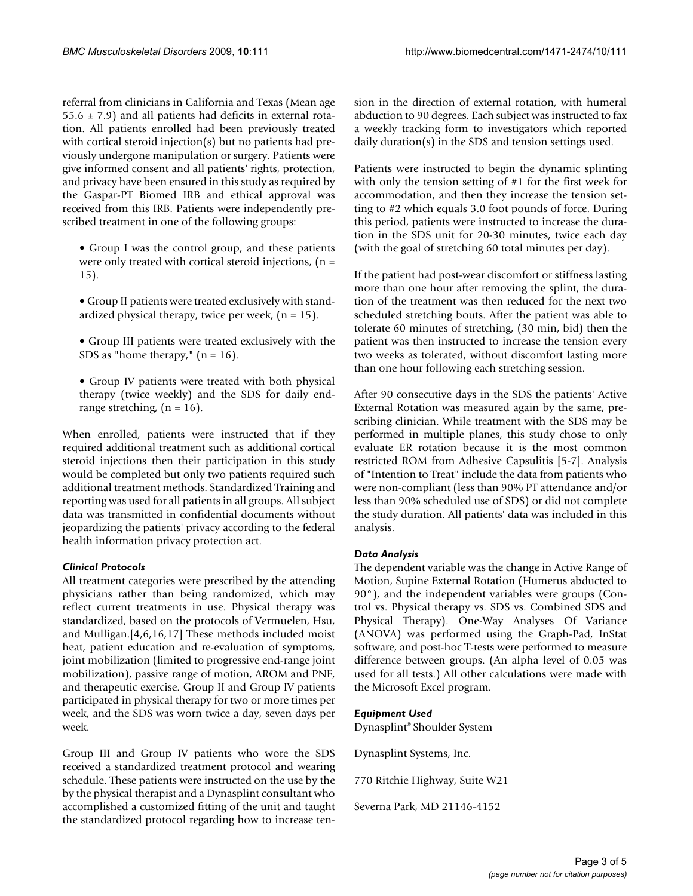referral from clinicians in California and Texas (Mean age 55.6 ± 7.9) and all patients had deficits in external rotation. All patients enrolled had been previously treated with cortical steroid injection(s) but no patients had previously undergone manipulation or surgery. Patients were give informed consent and all patients' rights, protection, and privacy have been ensured in this study as required by the Gaspar-PT Biomed IRB and ethical approval was received from this IRB. Patients were independently prescribed treatment in one of the following groups:

- Group I was the control group, and these patients were only treated with cortical steroid injections, (n = 15).
- Group II patients were treated exclusively with standardized physical therapy, twice per week, (n = 15).
- Group III patients were treated exclusively with the SDS as "home therapy," (n = 16).
- Group IV patients were treated with both physical therapy (twice weekly) and the SDS for daily end-range stretching, (n = 16).

When enrolled, patients were instructed that if they required additional treatment such as additional cortical steroid injections then their participation in this study would be completed but only two patients required such additional treatment methods. Standardized Training and reporting was used for all patients in all groups. All subject data was transmitted in confidential documents without jeopardizing the patients' privacy according to the federal health information privacy protection act.

### *Clinical Protocols*

All treatment categories were prescribed by the attending physicians rather than being randomized, which may reflect current treatments in use. Physical therapy was standardized, based on the protocols of Vermuelen, Hsu, and Mulligan.[4,6,16,17] These methods included moist heat, patient education and re-evaluation of symptoms, joint mobilization (limited to progressive end-range joint mobilization), passive range of motion, AROM and PNF, and therapeutic exercise. Group II and Group IV patients participated in physical therapy for two or more times per week, and the SDS was worn twice a day, seven days per week.

Group III and Group IV patients who wore the SDS received a standardized treatment protocol and wearing schedule. These patients were instructed on the use by the by the physical therapist and a Dynasplint consultant who accomplished a customized fitting of the unit and taught the standardized protocol regarding how to increase tension in the direction of external rotation, with humeral abduction to 90 degrees. Each subject was instructed to fax a weekly tracking form to investigators which reported daily duration(s) in the SDS and tension settings used.

Patients were instructed to begin the dynamic splinting with only the tension setting of #1 for the first week for accommodation, and then they increase the tension setting to #2 which equals 3.0 foot pounds of force. During this period, patients were instructed to increase the duration in the SDS unit for 20-30 minutes, twice each day (with the goal of stretching 60 total minutes per day).

If the patient had post-wear discomfort or stiffness lasting more than one hour after removing the splint, the duration of the treatment was then reduced for the next two scheduled stretching bouts. After the patient was able to tolerate 60 minutes of stretching, (30 min, bid) then the patient was then instructed to increase the tension every two weeks as tolerated, without discomfort lasting more than one hour following each stretching session.

After 90 consecutive days in the SDS the patients' Active External Rotation was measured again by the same, prescribing clinician. While treatment with the SDS may be performed in multiple planes, this study chose to only evaluate ER rotation because it is the most common restricted ROM from Adhesive Capsulitis [5-7]. Analysis of "Intention to Treat" include the data from patients who were non-compliant (less than 90% PT attendance and/or less than 90% scheduled use of SDS) or did not complete the study duration. All patients' data was included in this analysis.

### *Data Analysis*

The dependent variable was the change in Active Range of Motion, Supine External Rotation (Humerus abducted to 90°), and the independent variables were groups (Control vs. Physical therapy vs. SDS vs. Combined SDS and Physical Therapy). One-Way Analyses Of Variance (ANOVA) was performed using the Graph-Pad, InStat software, and post-hoc T-tests were performed to measure difference between groups. (An alpha level of 0.05 was used for all tests.) All other calculations were made with the Microsoft Excel program.

### *Equipment Used*

Dynasplint® Shoulder System

Dynasplint Systems, Inc.

770 Ritchie Highway, Suite W21

Severna Park, MD 21146-4152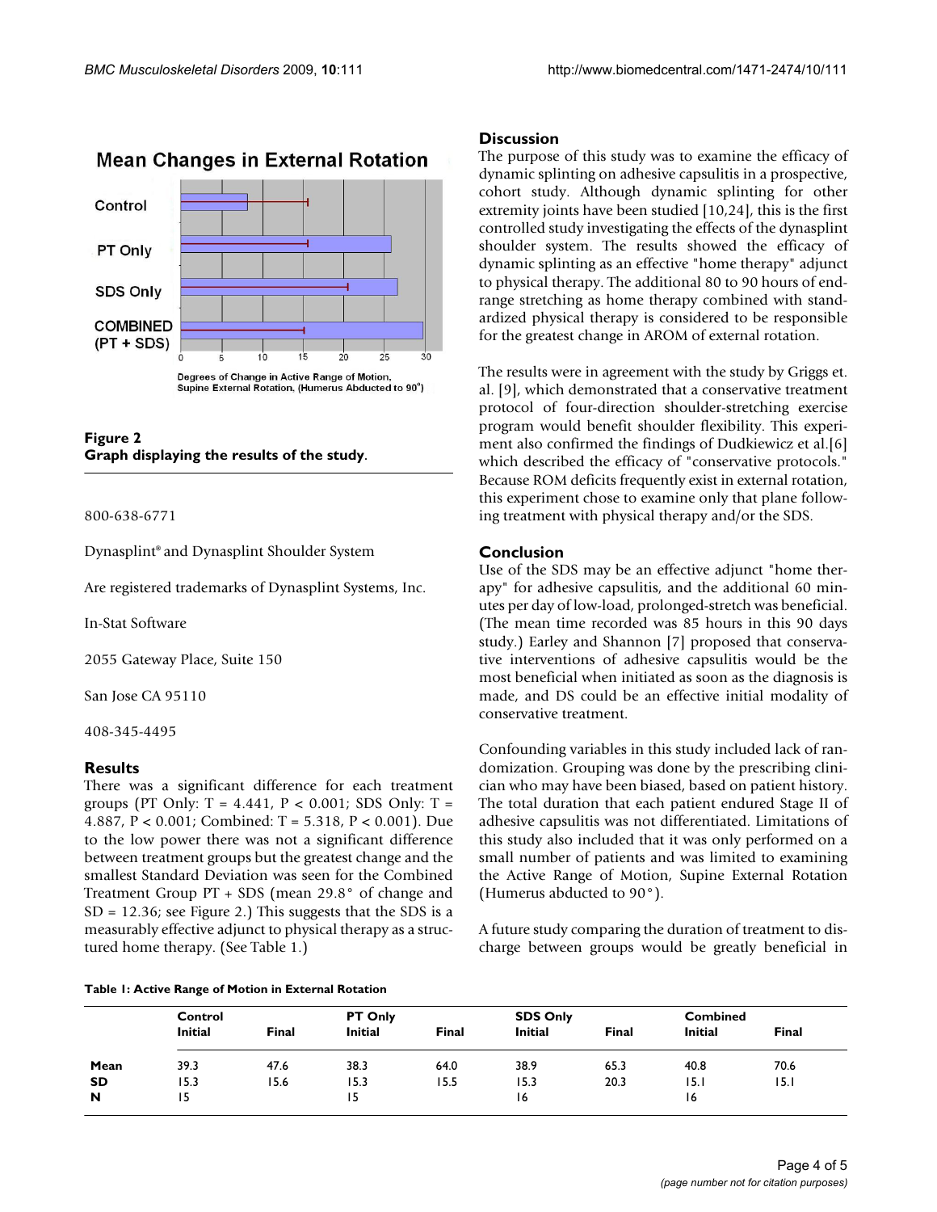Figure 2
**Graph displaying the results of the study**.

800-638-6771

Dynasplint® and Dynasplint Shoulder System

Are registered trademarks of Dynasplint Systems, Inc.

In-Stat Software

2055 Gateway Place, Suite 150

San Jose CA 95110

408-345-4495

## Results

There was a significant difference for each treatment groups (PT Only: T = 4.441, $P < 0.001$; SDS Only: T = 4.887, $P < 0.001$; Combined: T = 5.318, $P < 0.001$). Due to the low power there was not a significant difference between treatment groups but the greatest change and the smallest Standard Deviation was seen for the Combined Treatment Group PT + SDS (mean 29.8° of change and SD = 12.36; see Figure 2.) This suggests that the SDS is a measurably effective adjunct to physical therapy as a structured home therapy. (See Table 1.)

## Discussion

The purpose of this study was to examine the efficacy of dynamic splinting on adhesive capsulitis in a prospective, cohort study. Although dynamic splinting for other extremity joints have been studied [10,24], this is the first controlled study investigating the effects of the dynasplint shoulder system. The results showed the efficacy of dynamic splinting as an effective "home therapy" adjunct to physical therapy. The additional 80 to 90 hours of end-range stretching as home therapy combined with standardized physical therapy is considered to be responsible for the greatest change in AROM of external rotation.

The results were in agreement with the study by Griggs et. al. [9], which demonstrated that a conservative treatment protocol of four-direction shoulder-stretching exercise program would benefit shoulder flexibility. This experiment also confirmed the findings of Dudkiewicz et al.[6] which described the efficacy of "conservative protocols." Because ROM deficits frequently exist in external rotation, this experiment chose to examine only that plane following treatment with physical therapy and/or the SDS.

## Conclusion

Use of the SDS may be an effective adjunct "home therapy" for adhesive capsulitis, and the additional 60 minutes per day of low-load, prolonged-stretch was beneficial. (The mean time recorded was 85 hours in this 90 days study.) Earley and Shannon [7] proposed that conservative interventions of adhesive capsulitis would be the most beneficial when initiated as soon as the diagnosis is made, and DS could be an effective initial modality of conservative treatment.

Confounding variables in this study included lack of randomization. Grouping was done by the prescribing clinician who may have been biased, based on patient history. The total duration that each patient endured Stage II of adhesive capsulitis was not differentiated. Limitations of this study also included that it was only performed on a small number of patients and was limited to examining the Active Range of Motion, Supine External Rotation (Humerus abducted to 90°).

A future study comparing the duration of treatment to discharge between groups would be greatly beneficial in

**Table 1: Active Range of Motion in External Rotation**

| | Control | | PT Only | | SDS Only | | Combined | |
|---|---|---|---|---|---|---|---|---|
| | Initial | Final | Initial | Final | Initial | Final | Initial | Final |
| **Mean** | 39.3 | 47.6 | 38.3 | 64.0 | 38.9 | 65.3 | 40.8 | 70.6 |
| **SD** | 15.3 | 15.6 | 15.3 | 15.5 | 15.3 | 20.3 | 15.1 | 15.1 |
| **N** | 15 | | 15 | | 16 | | 16 | |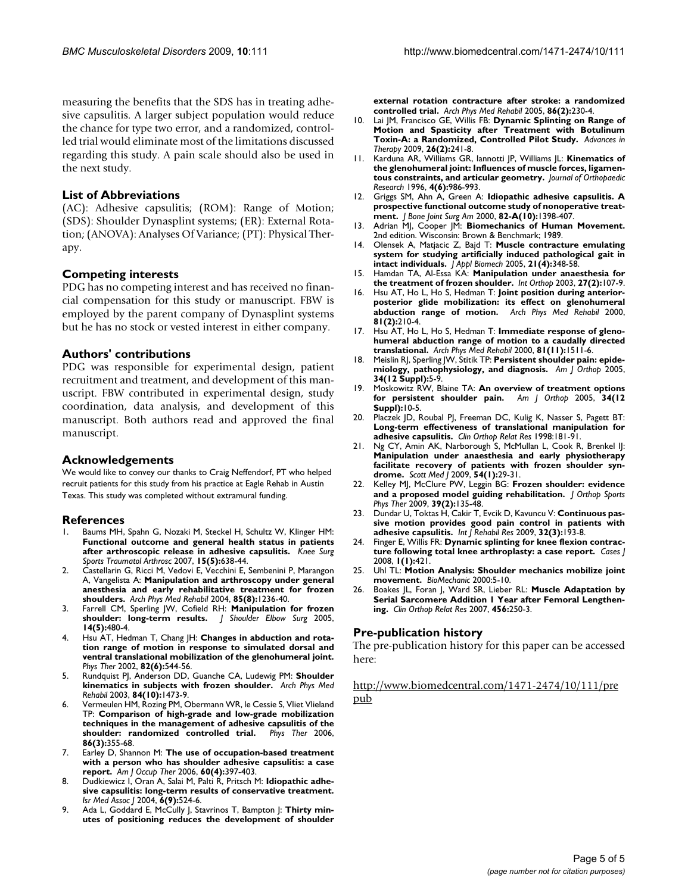measuring the benefits that the SDS has in treating adhesive capsulitis. A larger subject population would reduce the chance for type two error, and a randomized, controlled trial would eliminate most of the limitations discussed regarding this study. A pain scale should also be used in the next study.

## List of Abbreviations

(AC): Adhesive capsulitis; (ROM): Range of Motion; (SDS): Shoulder Dynasplint systems; (ER): External Rotation; (ANOVA): Analyses Of Variance; (PT): Physical Therapy.

## Competing interests

PDG has no competing interest and has received no financial compensation for this study or manuscript. FBW is employed by the parent company of Dynasplint systems but he has no stock or vested interest in either company.

## Authors' contributions

PDG was responsible for experimental design, patient recruitment and treatment, and development of this manuscript. FBW contributed in experimental design, study coordination, data analysis, and development of this manuscript. Both authors read and approved the final manuscript.

## Acknowledgements

We would like to convey our thanks to Craig Neffendorf, PT who helped recruit patients for this study from his practice at Eagle Rehab in Austin Texas. This study was completed without extramural funding.

## References

1. Baums MH, Spahn G, Nozaki M, Steckel H, Schultz W, Klinger HM: **Functional outcome and general health status in patients after arthroscopic release in adhesive capsulitis.** *Knee Surg Sports Traumatol Arthrosc* 2007, **15(5):**638-44.
2. Castellarin G, Ricci M, Vedovi E, Vecchini E, Sembenini P, Marangon A, Vangelista A: **Manipulation and arthroscopy under general anesthesia and early rehabilitative treatment for frozen shoulders.** *Arch Phys Med Rehabil* 2004, **85(8):**1236-40.
3. Farrell CM, Sperling JW, Cofield RH: **Manipulation for frozen shoulder: long-term results.** *J Shoulder Elbow Surg* 2005, **14(5):**480-4.
4. Hsu AT, Hedman T, Chang JH: **Changes in abduction and rotation range of motion in response to simulated dorsal and ventral translational mobilization of the glenohumeral joint.** *Phys Ther* 2002, **82(6):**544-56.
5. Rundquist PJ, Anderson DD, Guanche CA, Ludewig PM: **Shoulder kinematics in subjects with frozen shoulder.** *Arch Phys Med Rehabil* 2003, **84(10):**1473-9.
6. Vermeulen HM, Rozing PM, Obermann WR, le Cessie S, Vliet Vlieland TP: **Comparison of high-grade and low-grade mobilization techniques in the management of adhesive capsulitis of the shoulder: randomized controlled trial.** *Phys Ther* 2006, **86(3):**355-68.
7. Earley D, Shannon M: **The use of occupation-based treatment with a person who has shoulder adhesive capsulitis: a case report.** *Am J Occup Ther* 2006, **60(4):**397-403.
8. Dudkiewicz I, Oran A, Salai M, Palti R, Pritsch M: **Idiopathic adhesive capsulitis: long-term results of conservative treatment.** *Isr Med Assoc J* 2004, **6(9):**524-6.
9. Ada L, Goddard E, McCully J, Stavrinos T, Bampton J: **Thirty minutes of positioning reduces the development of shoulder external rotation contracture after stroke: a randomized controlled trial.** *Arch Phys Med Rehabil* 2005, **86(2):**230-4.
10. Lai JM, Francisco GE, Willis FB: **Dynamic Splinting on Range of Motion and Spasticity after Treatment with Botulinum Toxin-A: a Randomized, Controlled Pilot Study.** *Advances in Therapy* 2009, **26(2):**241-8.
11. Karduna AR, Williams GR, Iannotti JP, Williams JL: **Kinematics of the glenohumeral joint: Influences of muscle forces, ligamentous constraints, and articular geometry.** *Journal of Orthopaedic Research* 1996, **4(6):**986-993.
12. Griggs SM, Ahn A, Green A: **Idiopathic adhesive capsulitis. A prospective functional outcome study of nonoperative treatment.** *J Bone Joint Surg Am* 2000, **82-A(10):**1398-407.
13. Adrian MJ, Cooper JM: **Biomechanics of Human Movement.** 2nd edition. Wisconsin: Brown & Benchmark; 1989.
14. Olensek A, Matjacic Z, Bajd T: **Muscle contracture emulating system for studying artificially induced pathological gait in intact individuals.** *J Appl Biomech* 2005, **21(4):**348-58.
15. Hamdan TA, Al-Essa KA: **Manipulation under anaesthesia for the treatment of frozen shoulder.** *Int Orthop* 2003, **27(2):**107-9.
16. Hsu AT, Ho L, Ho S, Hedman T: **Joint position during anterior-posterior glide mobilization: its effect on glenohumeral abduction range of motion.** *Arch Phys Med Rehabil* 2000, **81(2):**210-4.
17. Hsu AT, Ho L, Ho S, Hedman T: **Immediate response of glenohumeral abduction range of motion to a caudally directed translational.** *Arch Phys Med Rehabil* 2000, **81(11):**1511-6.
18. Meislin RJ, Sperling JW, Stitik TP: **Persistent shoulder pain: epidemiology, pathophysiology, and diagnosis.** *Am J Orthop* 2005, **34(12 Suppl):**5-9.
19. Moskowitz RW, Blaine TA: **An overview of treatment options for persistent shoulder pain.** *Am J Orthop* 2005, **34(12 Suppl):**10-5.
20. Placzek JD, Roubal PJ, Freeman DC, Kulig K, Nasser S, Pagett BT: **Long-term effectiveness of translational manipulation for adhesive capsulitis.** *Clin Orthop Relat Res* 1998:181-91.
21. Ng CY, Amin AK, Narborough S, McMullan L, Cook R, Brenkel IJ: **Manipulation under anaesthesia and early physiotherapy facilitate recovery of patients with frozen shoulder syndrome.** *Scott Med J* 2009, **54(1):**29-31.
22. Kelley MJ, McClure PW, Leggin BG: **Frozen shoulder: evidence and a proposed model guiding rehabilitation.** *J Orthop Sports Phys Ther* 2009, **39(2):**135-48.
23. Dundar U, Toktas H, Cakir T, Evcik D, Kavuncu V: **Continuous passive motion provides good pain control in patients with adhesive capsulitis.** *Int J Rehabil Res* 2009, **32(3):**193-8.
24. Finger E, Willis FR: **Dynamic splinting for knee flexion contracture following total knee arthroplasty: a case report.** *Cases J* 2008, **1(1):**421.
25. Uhl TL: **Motion Analysis: Shoulder mechanics mobilize joint movement.** *BioMechanic* 2000:5-10.
26. Boakes JL, Foran J, Ward SR, Lieber RL: **Muscle Adaptation by Serial Sarcomere Addition 1 Year after Femoral Lengthening.** *Clin Orthop Relat Res* 2007, **456:**250-3.

## Pre-publication history

The pre-publication history for this paper can be accessed here:

http://www.biomedcentral.com/1471-2474/10/111/prepub